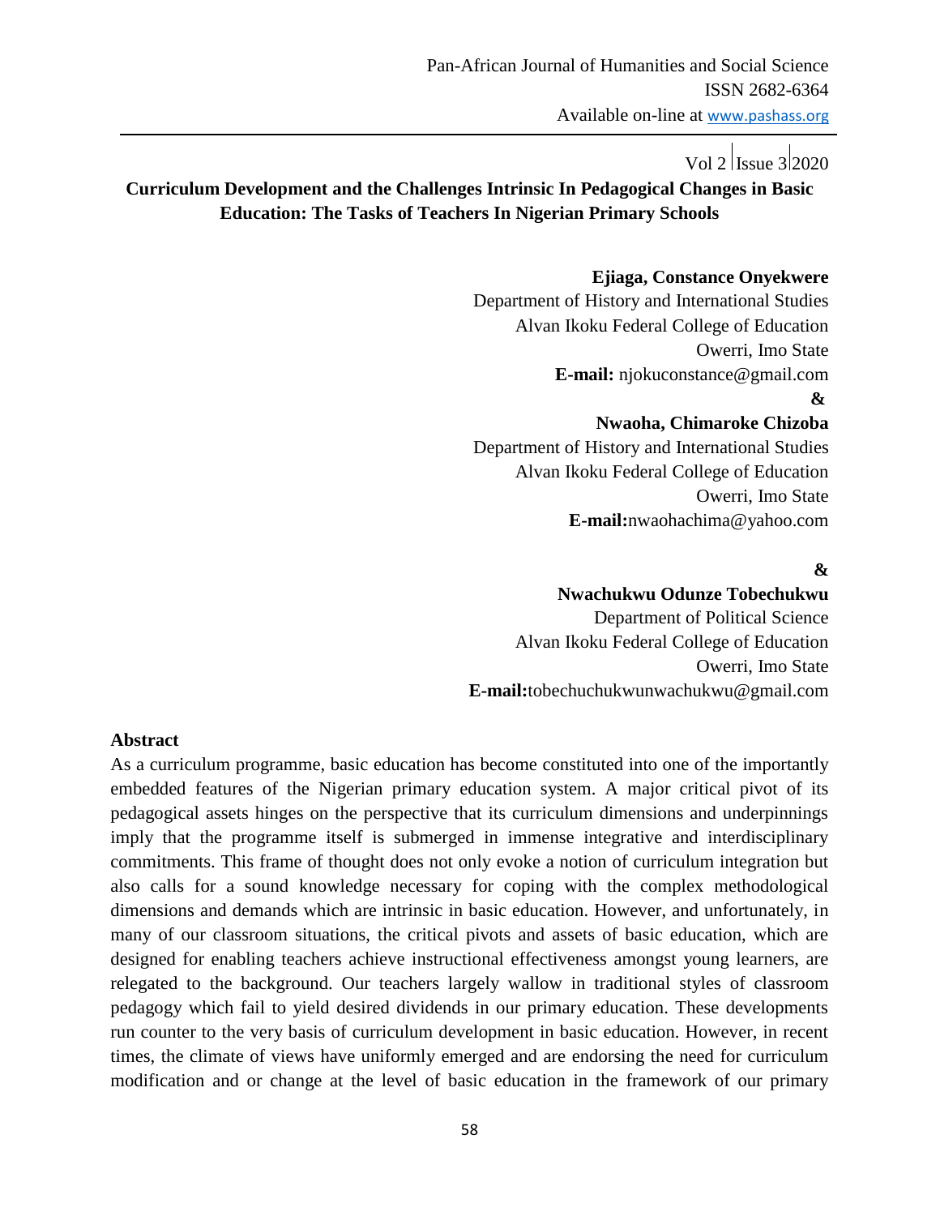# Curriculum Development and the Challenges Intrinsic In Pedagogical Changes in Basic Education: The Tasks of Teachers In Nigerian Primary Schools

**Ejiaga, Constance Onyekwere**
Department of History and International Studies
Alvan Ikoku Federal College of Education
Owerri, Imo State
**E-mail:** njokuconstance@gmail.com

**&**

**Nwaoha, Chimaroke Chizoba**
Department of History and International Studies
Alvan Ikoku Federal College of Education
Owerri, Imo State
**E-mail:** nwaohachima@yahoo.com

**&**

**Nwachukwu Odunze Tobechukwu**
Department of Political Science
Alvan Ikoku Federal College of Education
Owerri, Imo State
**E-mail:** tobechuchukwunwachukwu@gmail.com

## Abstract

As a curriculum programme, basic education has become constituted into one of the importantly embedded features of the Nigerian primary education system. A major critical pivot of its pedagogical assets hinges on the perspective that its curriculum dimensions and underpinnings imply that the programme itself is submerged in immense integrative and interdisciplinary commitments. This frame of thought does not only evoke a notion of curriculum integration but also calls for a sound knowledge necessary for coping with the complex methodological dimensions and demands which are intrinsic in basic education. However, and unfortunately, in many of our classroom situations, the critical pivots and assets of basic education, which are designed for enabling teachers achieve instructional effectiveness amongst young learners, are relegated to the background. Our teachers largely wallow in traditional styles of classroom pedagogy which fail to yield desired dividends in our primary education. These developments run counter to the very basis of curriculum development in basic education. However, in recent times, the climate of views have uniformly emerged and are endorsing the need for curriculum modification and or change at the level of basic education in the framework of our primary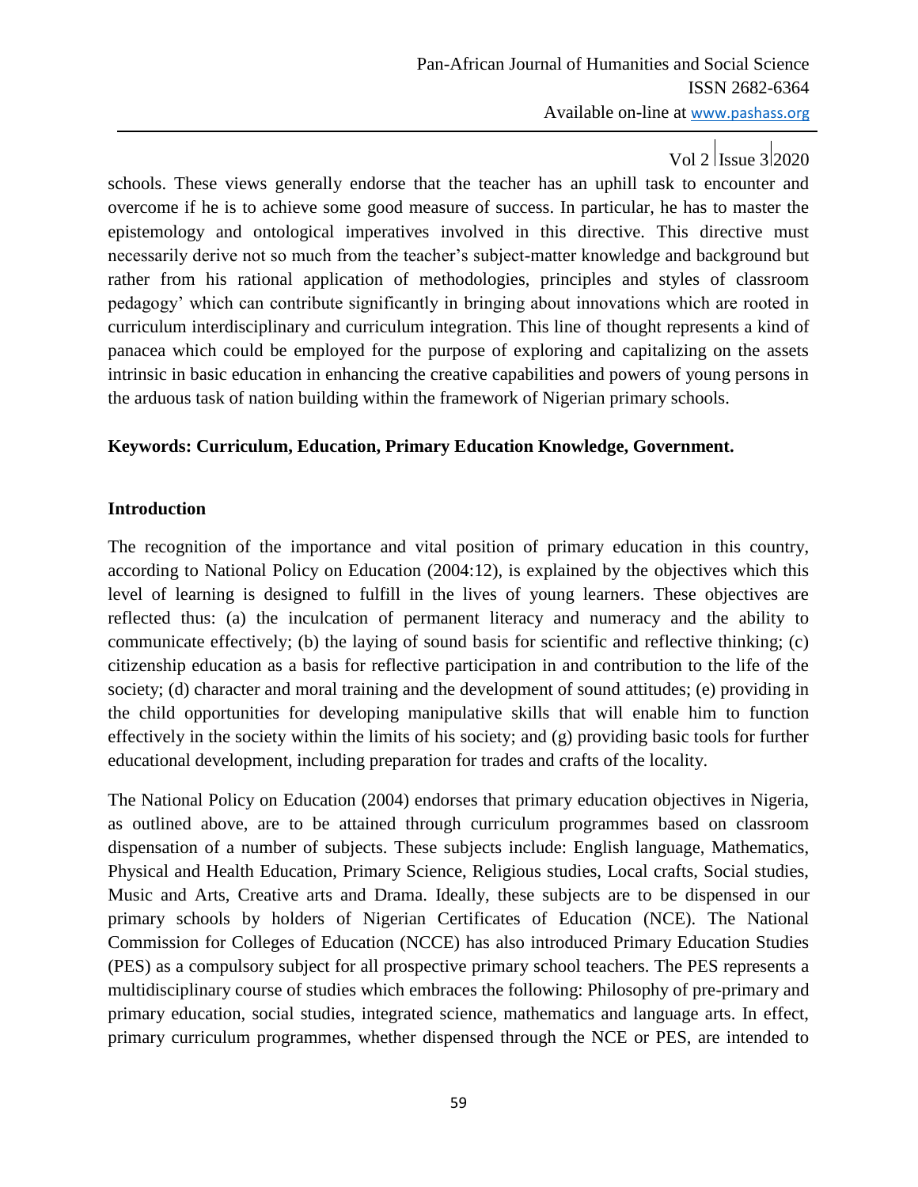schools. These views generally endorse that the teacher has an uphill task to encounter and overcome if he is to achieve some good measure of success. In particular, he has to master the epistemology and ontological imperatives involved in this directive. This directive must necessarily derive not so much from the teacher's subject-matter knowledge and background but rather from his rational application of methodologies, principles and styles of classroom pedagogy' which can contribute significantly in bringing about innovations which are rooted in curriculum interdisciplinary and curriculum integration. This line of thought represents a kind of panacea which could be employed for the purpose of exploring and capitalizing on the assets intrinsic in basic education in enhancing the creative capabilities and powers of young persons in the arduous task of nation building within the framework of Nigerian primary schools.

**Keywords: Curriculum, Education, Primary Education Knowledge, Government.**

## Introduction

The recognition of the importance and vital position of primary education in this country, according to National Policy on Education (2004:12), is explained by the objectives which this level of learning is designed to fulfill in the lives of young learners. These objectives are reflected thus: (a) the inculcation of permanent literacy and numeracy and the ability to communicate effectively; (b) the laying of sound basis for scientific and reflective thinking; (c) citizenship education as a basis for reflective participation in and contribution to the life of the society; (d) character and moral training and the development of sound attitudes; (e) providing in the child opportunities for developing manipulative skills that will enable him to function effectively in the society within the limits of his society; and (g) providing basic tools for further educational development, including preparation for trades and crafts of the locality.

The National Policy on Education (2004) endorses that primary education objectives in Nigeria, as outlined above, are to be attained through curriculum programmes based on classroom dispensation of a number of subjects. These subjects include: English language, Mathematics, Physical and Health Education, Primary Science, Religious studies, Local crafts, Social studies, Music and Arts, Creative arts and Drama. Ideally, these subjects are to be dispensed in our primary schools by holders of Nigerian Certificates of Education (NCE). The National Commission for Colleges of Education (NCCE) has also introduced Primary Education Studies (PES) as a compulsory subject for all prospective primary school teachers. The PES represents a multidisciplinary course of studies which embraces the following: Philosophy of pre-primary and primary education, social studies, integrated science, mathematics and language arts. In effect, primary curriculum programmes, whether dispensed through the NCE or PES, are intended to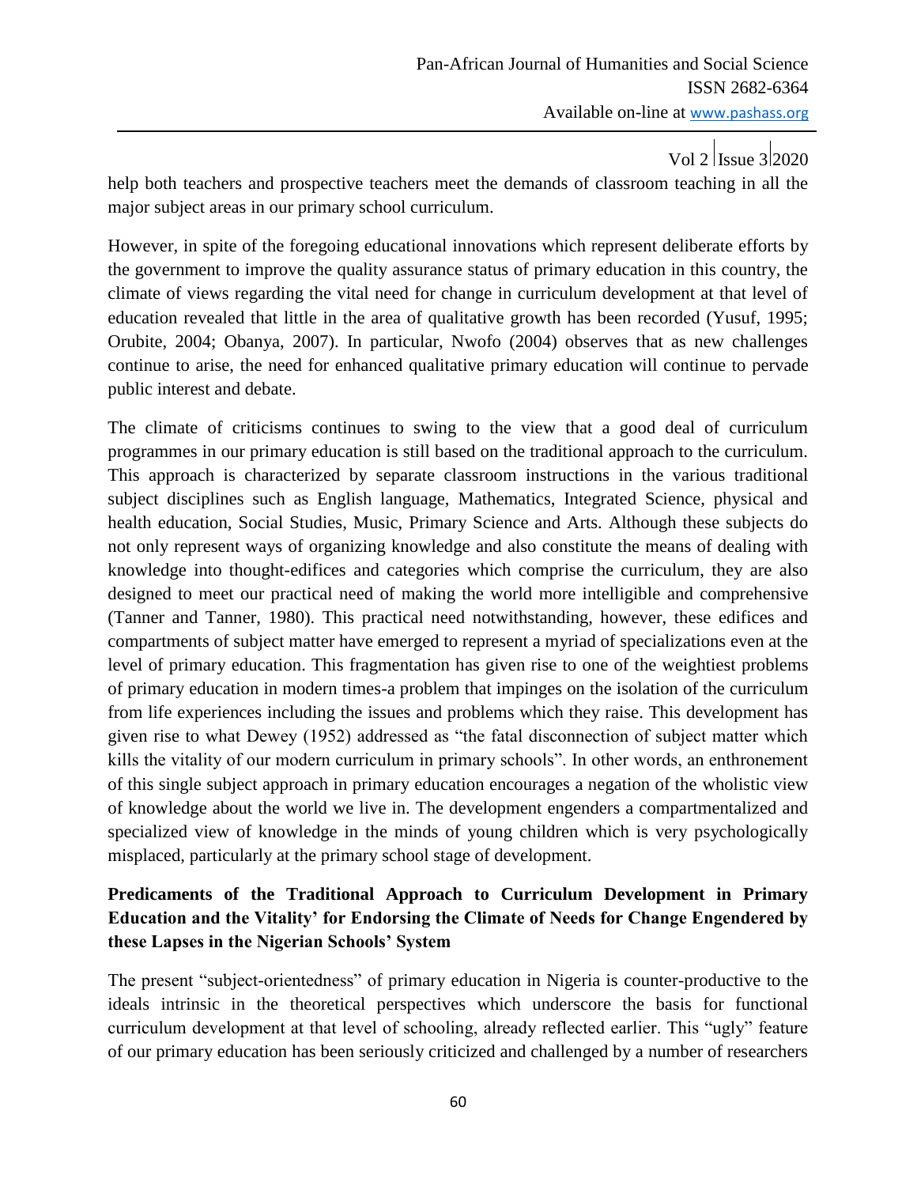help both teachers and prospective teachers meet the demands of classroom teaching in all the major subject areas in our primary school curriculum.

However, in spite of the foregoing educational innovations which represent deliberate efforts by the government to improve the quality assurance status of primary education in this country, the climate of views regarding the vital need for change in curriculum development at that level of education revealed that little in the area of qualitative growth has been recorded (Yusuf, 1995; Orubite, 2004; Obanya, 2007). In particular, Nwofo (2004) observes that as new challenges continue to arise, the need for enhanced qualitative primary education will continue to pervade public interest and debate.

The climate of criticisms continues to swing to the view that a good deal of curriculum programmes in our primary education is still based on the traditional approach to the curriculum. This approach is characterized by separate classroom instructions in the various traditional subject disciplines such as English language, Mathematics, Integrated Science, physical and health education, Social Studies, Music, Primary Science and Arts. Although these subjects do not only represent ways of organizing knowledge and also constitute the means of dealing with knowledge into thought-edifices and categories which comprise the curriculum, they are also designed to meet our practical need of making the world more intelligible and comprehensive (Tanner and Tanner, 1980). This practical need notwithstanding, however, these edifices and compartments of subject matter have emerged to represent a myriad of specializations even at the level of primary education. This fragmentation has given rise to one of the weightiest problems of primary education in modern times-a problem that impinges on the isolation of the curriculum from life experiences including the issues and problems which they raise. This development has given rise to what Dewey (1952) addressed as "the fatal disconnection of subject matter which kills the vitality of our modern curriculum in primary schools". In other words, an enthronement of this single subject approach in primary education encourages a negation of the wholistic view of knowledge about the world we live in. The development engenders a compartmentalized and specialized view of knowledge in the minds of young children which is very psychologically misplaced, particularly at the primary school stage of development.

## Predicaments of the Traditional Approach to Curriculum Development in Primary Education and the Vitality' for Endorsing the Climate of Needs for Change Engendered by these Lapses in the Nigerian Schools' System

The present "subject-orientedness" of primary education in Nigeria is counter-productive to the ideals intrinsic in the theoretical perspectives which underscore the basis for functional curriculum development at that level of schooling, already reflected earlier. This "ugly" feature of our primary education has been seriously criticized and challenged by a number of researchers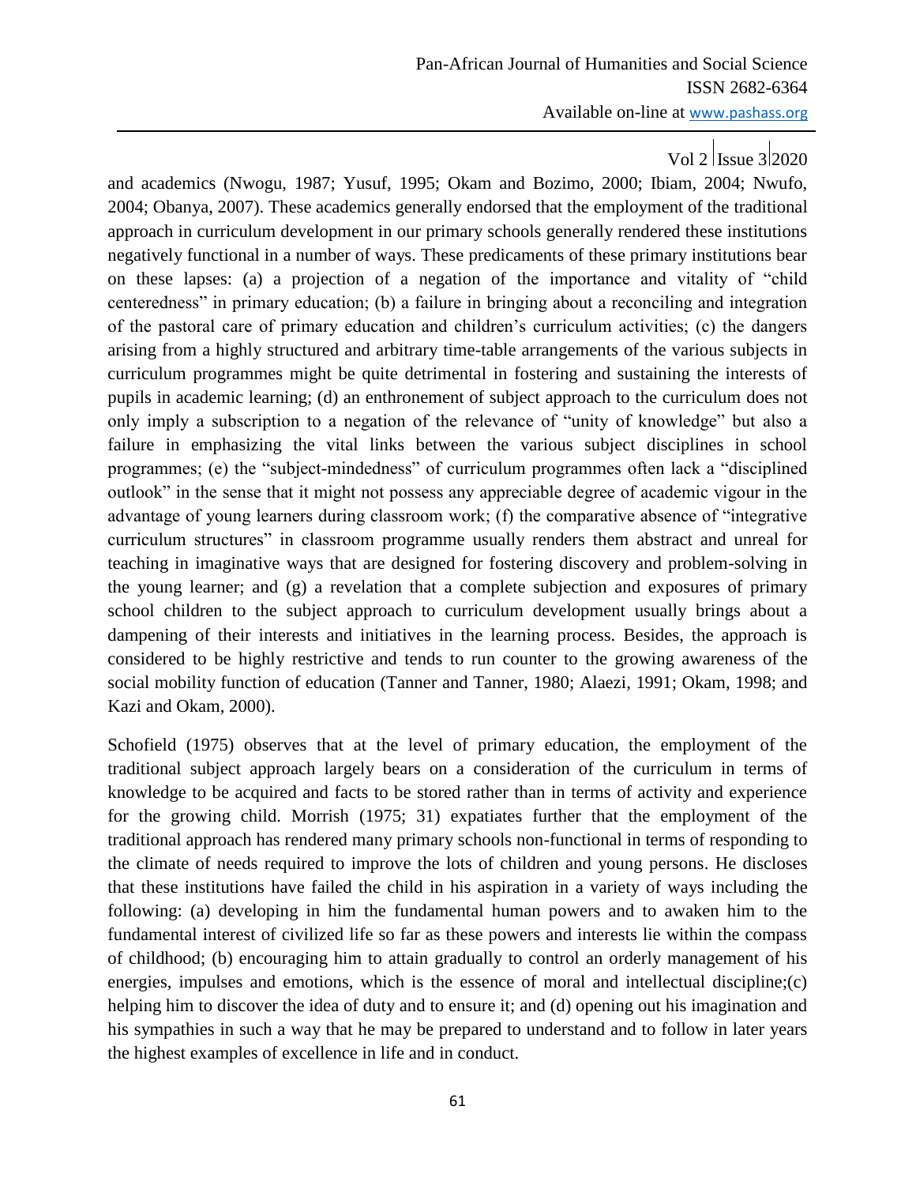and academics (Nwogu, 1987; Yusuf, 1995; Okam and Bozimo, 2000; Ibiam, 2004; Nwufo, 2004; Obanya, 2007). These academics generally endorsed that the employment of the traditional approach in curriculum development in our primary schools generally rendered these institutions negatively functional in a number of ways. These predicaments of these primary institutions bear on these lapses: (a) a projection of a negation of the importance and vitality of "child centeredness" in primary education; (b) a failure in bringing about a reconciling and integration of the pastoral care of primary education and children's curriculum activities; (c) the dangers arising from a highly structured and arbitrary time-table arrangements of the various subjects in curriculum programmes might be quite detrimental in fostering and sustaining the interests of pupils in academic learning; (d) an enthronement of subject approach to the curriculum does not only imply a subscription to a negation of the relevance of "unity of knowledge" but also a failure in emphasizing the vital links between the various subject disciplines in school programmes; (e) the "subject-mindedness" of curriculum programmes often lack a "disciplined outlook" in the sense that it might not possess any appreciable degree of academic vigour in the advantage of young learners during classroom work; (f) the comparative absence of "integrative curriculum structures" in classroom programme usually renders them abstract and unreal for teaching in imaginative ways that are designed for fostering discovery and problem-solving in the young learner; and (g) a revelation that a complete subjection and exposures of primary school children to the subject approach to curriculum development usually brings about a dampening of their interests and initiatives in the learning process. Besides, the approach is considered to be highly restrictive and tends to run counter to the growing awareness of the social mobility function of education (Tanner and Tanner, 1980; Alaezi, 1991; Okam, 1998; and Kazi and Okam, 2000).

Schofield (1975) observes that at the level of primary education, the employment of the traditional subject approach largely bears on a consideration of the curriculum in terms of knowledge to be acquired and facts to be stored rather than in terms of activity and experience for the growing child. Morrish (1975; 31) expatiates further that the employment of the traditional approach has rendered many primary schools non-functional in terms of responding to the climate of needs required to improve the lots of children and young persons. He discloses that these institutions have failed the child in his aspiration in a variety of ways including the following: (a) developing in him the fundamental human powers and to awaken him to the fundamental interest of civilized life so far as these powers and interests lie within the compass of childhood; (b) encouraging him to attain gradually to control an orderly management of his energies, impulses and emotions, which is the essence of moral and intellectual discipline;(c) helping him to discover the idea of duty and to ensure it; and (d) opening out his imagination and his sympathies in such a way that he may be prepared to understand and to follow in later years the highest examples of excellence in life and in conduct.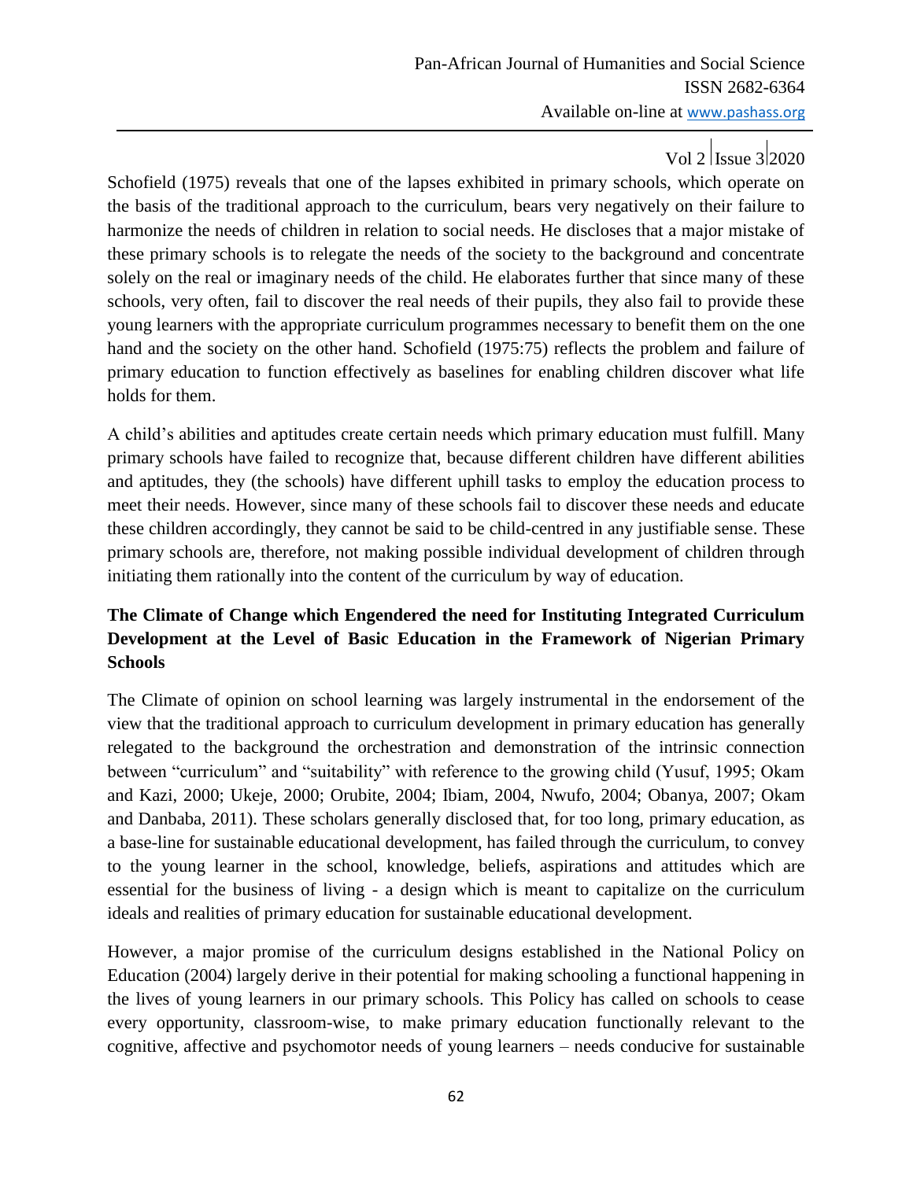Schofield (1975) reveals that one of the lapses exhibited in primary schools, which operate on the basis of the traditional approach to the curriculum, bears very negatively on their failure to harmonize the needs of children in relation to social needs. He discloses that a major mistake of these primary schools is to relegate the needs of the society to the background and concentrate solely on the real or imaginary needs of the child. He elaborates further that since many of these schools, very often, fail to discover the real needs of their pupils, they also fail to provide these young learners with the appropriate curriculum programmes necessary to benefit them on the one hand and the society on the other hand. Schofield (1975:75) reflects the problem and failure of primary education to function effectively as baselines for enabling children discover what life holds for them.

A child's abilities and aptitudes create certain needs which primary education must fulfill. Many primary schools have failed to recognize that, because different children have different abilities and aptitudes, they (the schools) have different uphill tasks to employ the education process to meet their needs. However, since many of these schools fail to discover these needs and educate these children accordingly, they cannot be said to be child-centred in any justifiable sense. These primary schools are, therefore, not making possible individual development of children through initiating them rationally into the content of the curriculum by way of education.

## The Climate of Change which Engendered the need for Instituting Integrated Curriculum Development at the Level of Basic Education in the Framework of Nigerian Primary Schools

The Climate of opinion on school learning was largely instrumental in the endorsement of the view that the traditional approach to curriculum development in primary education has generally relegated to the background the orchestration and demonstration of the intrinsic connection between "curriculum" and "suitability" with reference to the growing child (Yusuf, 1995; Okam and Kazi, 2000; Ukeje, 2000; Orubite, 2004; Ibiam, 2004, Nwufo, 2004; Obanya, 2007; Okam and Danbaba, 2011). These scholars generally disclosed that, for too long, primary education, as a base-line for sustainable educational development, has failed through the curriculum, to convey to the young learner in the school, knowledge, beliefs, aspirations and attitudes which are essential for the business of living - a design which is meant to capitalize on the curriculum ideals and realities of primary education for sustainable educational development.

However, a major promise of the curriculum designs established in the National Policy on Education (2004) largely derive in their potential for making schooling a functional happening in the lives of young learners in our primary schools. This Policy has called on schools to cease every opportunity, classroom-wise, to make primary education functionally relevant to the cognitive, affective and psychomotor needs of young learners – needs conducive for sustainable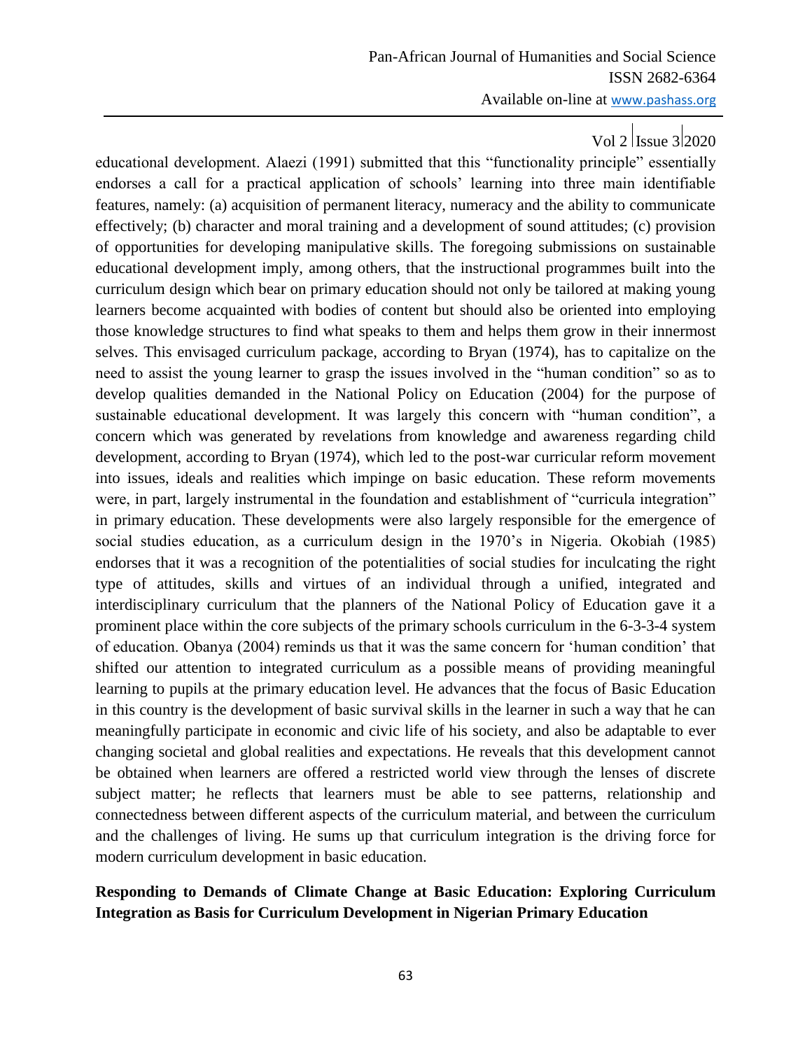educational development. Alaezi (1991) submitted that this "functionality principle" essentially endorses a call for a practical application of schools' learning into three main identifiable features, namely: (a) acquisition of permanent literacy, numeracy and the ability to communicate effectively; (b) character and moral training and a development of sound attitudes; (c) provision of opportunities for developing manipulative skills. The foregoing submissions on sustainable educational development imply, among others, that the instructional programmes built into the curriculum design which bear on primary education should not only be tailored at making young learners become acquainted with bodies of content but should also be oriented into employing those knowledge structures to find what speaks to them and helps them grow in their innermost selves. This envisaged curriculum package, according to Bryan (1974), has to capitalize on the need to assist the young learner to grasp the issues involved in the "human condition" so as to develop qualities demanded in the National Policy on Education (2004) for the purpose of sustainable educational development. It was largely this concern with "human condition", a concern which was generated by revelations from knowledge and awareness regarding child development, according to Bryan (1974), which led to the post-war curricular reform movement into issues, ideals and realities which impinge on basic education. These reform movements were, in part, largely instrumental in the foundation and establishment of "curricula integration" in primary education. These developments were also largely responsible for the emergence of social studies education, as a curriculum design in the 1970's in Nigeria. Okobiah (1985) endorses that it was a recognition of the potentialities of social studies for inculcating the right type of attitudes, skills and virtues of an individual through a unified, integrated and interdisciplinary curriculum that the planners of the National Policy of Education gave it a prominent place within the core subjects of the primary schools curriculum in the 6-3-3-4 system of education. Obanya (2004) reminds us that it was the same concern for 'human condition' that shifted our attention to integrated curriculum as a possible means of providing meaningful learning to pupils at the primary education level. He advances that the focus of Basic Education in this country is the development of basic survival skills in the learner in such a way that he can meaningfully participate in economic and civic life of his society, and also be adaptable to ever changing societal and global realities and expectations. He reveals that this development cannot be obtained when learners are offered a restricted world view through the lenses of discrete subject matter; he reflects that learners must be able to see patterns, relationship and connectedness between different aspects of the curriculum material, and between the curriculum and the challenges of living. He sums up that curriculum integration is the driving force for modern curriculum development in basic education.

**Responding to Demands of Climate Change at Basic Education: Exploring Curriculum Integration as Basis for Curriculum Development in Nigerian Primary Education**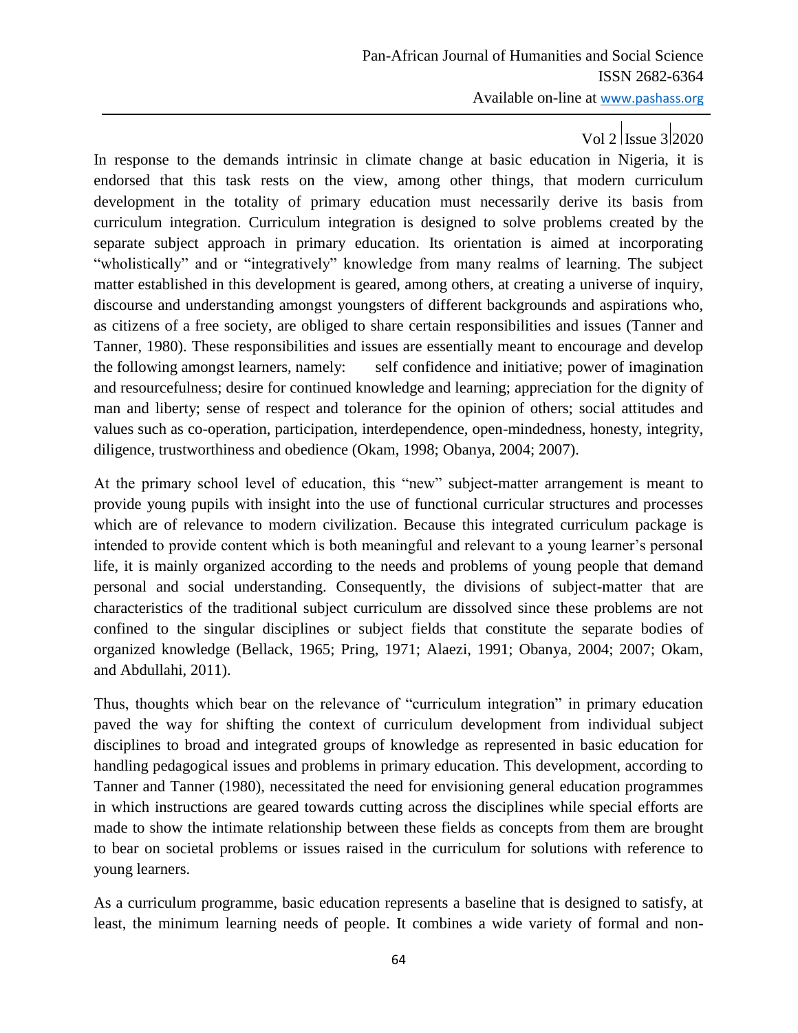In response to the demands intrinsic in climate change at basic education in Nigeria, it is endorsed that this task rests on the view, among other things, that modern curriculum development in the totality of primary education must necessarily derive its basis from curriculum integration. Curriculum integration is designed to solve problems created by the separate subject approach in primary education. Its orientation is aimed at incorporating "wholistically" and or "integratively" knowledge from many realms of learning. The subject matter established in this development is geared, among others, at creating a universe of inquiry, discourse and understanding amongst youngsters of different backgrounds and aspirations who, as citizens of a free society, are obliged to share certain responsibilities and issues (Tanner and Tanner, 1980). These responsibilities and issues are essentially meant to encourage and develop the following amongst learners, namely: self confidence and initiative; power of imagination and resourcefulness; desire for continued knowledge and learning; appreciation for the dignity of man and liberty; sense of respect and tolerance for the opinion of others; social attitudes and values such as co-operation, participation, interdependence, open-mindedness, honesty, integrity, diligence, trustworthiness and obedience (Okam, 1998; Obanya, 2004; 2007).

At the primary school level of education, this "new" subject-matter arrangement is meant to provide young pupils with insight into the use of functional curricular structures and processes which are of relevance to modern civilization. Because this integrated curriculum package is intended to provide content which is both meaningful and relevant to a young learner's personal life, it is mainly organized according to the needs and problems of young people that demand personal and social understanding. Consequently, the divisions of subject-matter that are characteristics of the traditional subject curriculum are dissolved since these problems are not confined to the singular disciplines or subject fields that constitute the separate bodies of organized knowledge (Bellack, 1965; Pring, 1971; Alaezi, 1991; Obanya, 2004; 2007; Okam, and Abdullahi, 2011).

Thus, thoughts which bear on the relevance of "curriculum integration" in primary education paved the way for shifting the context of curriculum development from individual subject disciplines to broad and integrated groups of knowledge as represented in basic education for handling pedagogical issues and problems in primary education. This development, according to Tanner and Tanner (1980), necessitated the need for envisioning general education programmes in which instructions are geared towards cutting across the disciplines while special efforts are made to show the intimate relationship between these fields as concepts from them are brought to bear on societal problems or issues raised in the curriculum for solutions with reference to young learners.

As a curriculum programme, basic education represents a baseline that is designed to satisfy, at least, the minimum learning needs of people. It combines a wide variety of formal and non-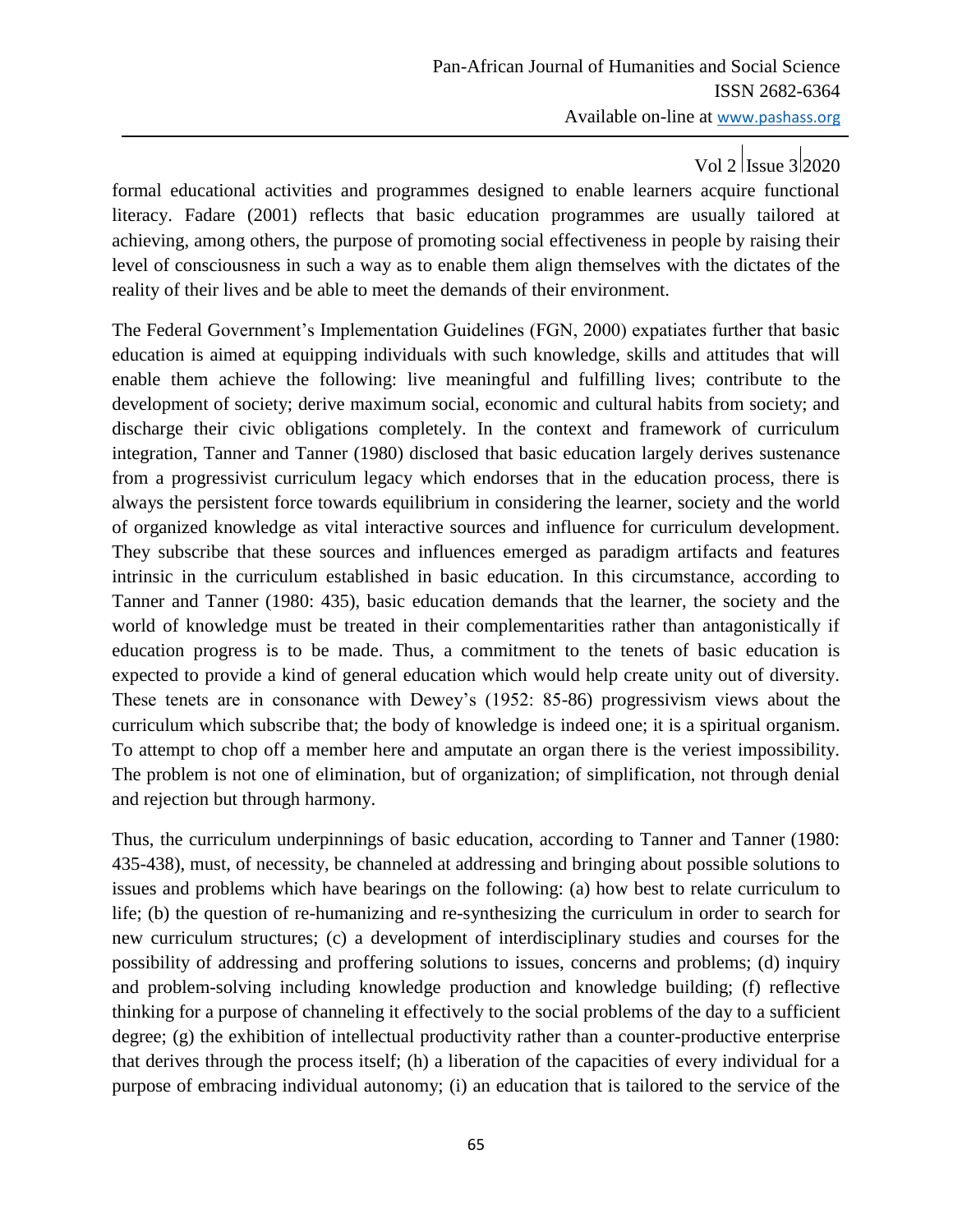formal educational activities and programmes designed to enable learners acquire functional literacy. Fadare (2001) reflects that basic education programmes are usually tailored at achieving, among others, the purpose of promoting social effectiveness in people by raising their level of consciousness in such a way as to enable them align themselves with the dictates of the reality of their lives and be able to meet the demands of their environment.

The Federal Government's Implementation Guidelines (FGN, 2000) expatiates further that basic education is aimed at equipping individuals with such knowledge, skills and attitudes that will enable them achieve the following: live meaningful and fulfilling lives; contribute to the development of society; derive maximum social, economic and cultural habits from society; and discharge their civic obligations completely. In the context and framework of curriculum integration, Tanner and Tanner (1980) disclosed that basic education largely derives sustenance from a progressivist curriculum legacy which endorses that in the education process, there is always the persistent force towards equilibrium in considering the learner, society and the world of organized knowledge as vital interactive sources and influence for curriculum development. They subscribe that these sources and influences emerged as paradigm artifacts and features intrinsic in the curriculum established in basic education. In this circumstance, according to Tanner and Tanner (1980: 435), basic education demands that the learner, the society and the world of knowledge must be treated in their complementarities rather than antagonistically if education progress is to be made. Thus, a commitment to the tenets of basic education is expected to provide a kind of general education which would help create unity out of diversity. These tenets are in consonance with Dewey's (1952: 85-86) progressivism views about the curriculum which subscribe that; the body of knowledge is indeed one; it is a spiritual organism. To attempt to chop off a member here and amputate an organ there is the veriest impossibility. The problem is not one of elimination, but of organization; of simplification, not through denial and rejection but through harmony.

Thus, the curriculum underpinnings of basic education, according to Tanner and Tanner (1980: 435-438), must, of necessity, be channeled at addressing and bringing about possible solutions to issues and problems which have bearings on the following: (a) how best to relate curriculum to life; (b) the question of re-humanizing and re-synthesizing the curriculum in order to search for new curriculum structures; (c) a development of interdisciplinary studies and courses for the possibility of addressing and proffering solutions to issues, concerns and problems; (d) inquiry and problem-solving including knowledge production and knowledge building; (f) reflective thinking for a purpose of channeling it effectively to the social problems of the day to a sufficient degree; (g) the exhibition of intellectual productivity rather than a counter-productive enterprise that derives through the process itself; (h) a liberation of the capacities of every individual for a purpose of embracing individual autonomy; (i) an education that is tailored to the service of the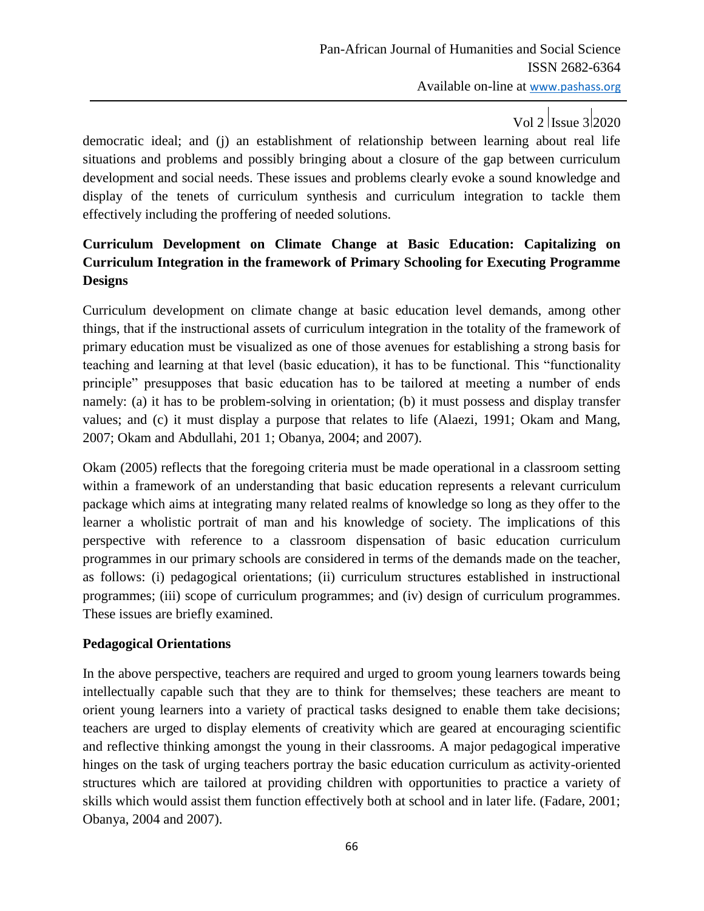democratic ideal; and (j) an establishment of relationship between learning about real life situations and problems and possibly bringing about a closure of the gap between curriculum development and social needs. These issues and problems clearly evoke a sound knowledge and display of the tenets of curriculum synthesis and curriculum integration to tackle them effectively including the proffering of needed solutions.

**Curriculum Development on Climate Change at Basic Education: Capitalizing on Curriculum Integration in the framework of Primary Schooling for Executing Programme Designs**

Curriculum development on climate change at basic education level demands, among other things, that if the instructional assets of curriculum integration in the totality of the framework of primary education must be visualized as one of those avenues for establishing a strong basis for teaching and learning at that level (basic education), it has to be functional. This "functionality principle" presupposes that basic education has to be tailored at meeting a number of ends namely: (a) it has to be problem-solving in orientation; (b) it must possess and display transfer values; and (c) it must display a purpose that relates to life (Alaezi, 1991; Okam and Mang, 2007; Okam and Abdullahi, 201 1; Obanya, 2004; and 2007).

Okam (2005) reflects that the foregoing criteria must be made operational in a classroom setting within a framework of an understanding that basic education represents a relevant curriculum package which aims at integrating many related realms of knowledge so long as they offer to the learner a wholistic portrait of man and his knowledge of society. The implications of this perspective with reference to a classroom dispensation of basic education curriculum programmes in our primary schools are considered in terms of the demands made on the teacher, as follows: (i) pedagogical orientations; (ii) curriculum structures established in instructional programmes; (iii) scope of curriculum programmes; and (iv) design of curriculum programmes. These issues are briefly examined.

**Pedagogical Orientations**

In the above perspective, teachers are required and urged to groom young learners towards being intellectually capable such that they are to think for themselves; these teachers are meant to orient young learners into a variety of practical tasks designed to enable them take decisions; teachers are urged to display elements of creativity which are geared at encouraging scientific and reflective thinking amongst the young in their classrooms. A major pedagogical imperative hinges on the task of urging teachers portray the basic education curriculum as activity-oriented structures which are tailored at providing children with opportunities to practice a variety of skills which would assist them function effectively both at school and in later life. (Fadare, 2001; Obanya, 2004 and 2007).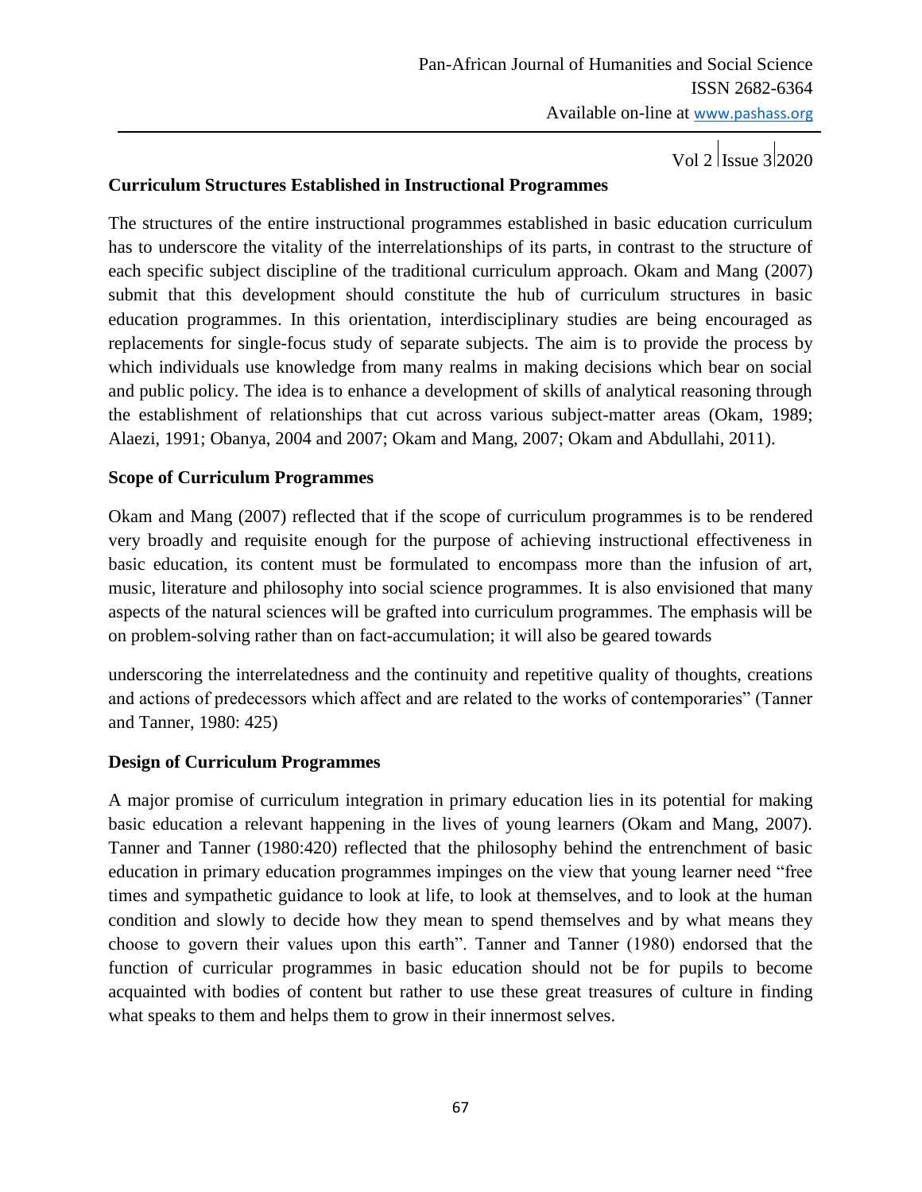### Curriculum Structures Established in Instructional Programmes

The structures of the entire instructional programmes established in basic education curriculum has to underscore the vitality of the interrelationships of its parts, in contrast to the structure of each specific subject discipline of the traditional curriculum approach. Okam and Mang (2007) submit that this development should constitute the hub of curriculum structures in basic education programmes. In this orientation, interdisciplinary studies are being encouraged as replacements for single-focus study of separate subjects. The aim is to provide the process by which individuals use knowledge from many realms in making decisions which bear on social and public policy. The idea is to enhance a development of skills of analytical reasoning through the establishment of relationships that cut across various subject-matter areas (Okam, 1989; Alaezi, 1991; Obanya, 2004 and 2007; Okam and Mang, 2007; Okam and Abdullahi, 2011).

### Scope of Curriculum Programmes

Okam and Mang (2007) reflected that if the scope of curriculum programmes is to be rendered very broadly and requisite enough for the purpose of achieving instructional effectiveness in basic education, its content must be formulated to encompass more than the infusion of art, music, literature and philosophy into social science programmes. It is also envisioned that many aspects of the natural sciences will be grafted into curriculum programmes. The emphasis will be on problem-solving rather than on fact-accumulation; it will also be geared towards

underscoring the interrelatedness and the continuity and repetitive quality of thoughts, creations and actions of predecessors which affect and are related to the works of contemporaries" (Tanner and Tanner, 1980: 425)

### Design of Curriculum Programmes

A major promise of curriculum integration in primary education lies in its potential for making basic education a relevant happening in the lives of young learners (Okam and Mang, 2007). Tanner and Tanner (1980:420) reflected that the philosophy behind the entrenchment of basic education in primary education programmes impinges on the view that young learner need "free times and sympathetic guidance to look at life, to look at themselves, and to look at the human condition and slowly to decide how they mean to spend themselves and by what means they choose to govern their values upon this earth". Tanner and Tanner (1980) endorsed that the function of curricular programmes in basic education should not be for pupils to become acquainted with bodies of content but rather to use these great treasures of culture in finding what speaks to them and helps them to grow in their innermost selves.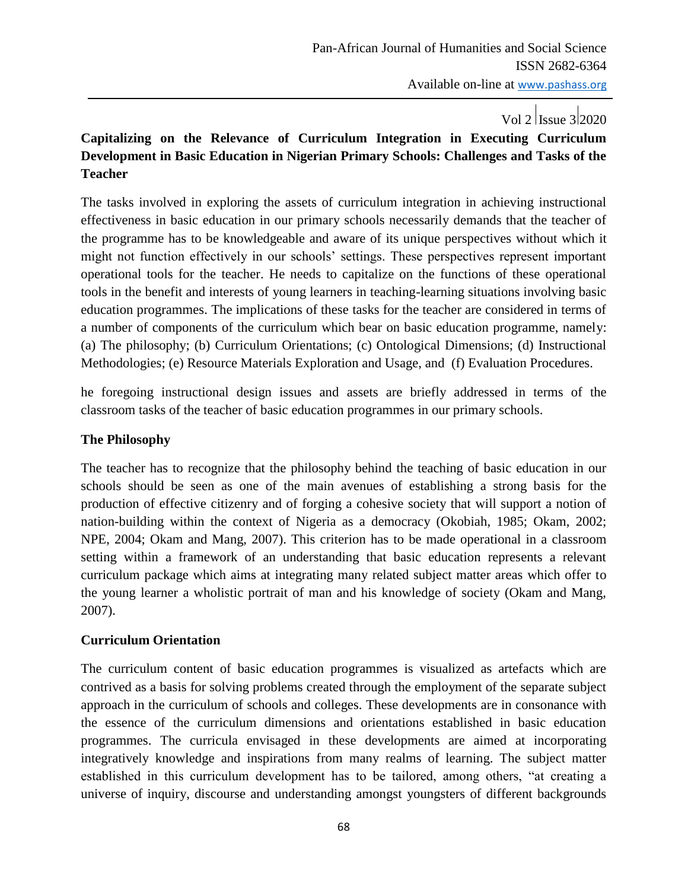**Capitalizing on the Relevance of Curriculum Integration in Executing Curriculum Development in Basic Education in Nigerian Primary Schools: Challenges and Tasks of the Teacher**

The tasks involved in exploring the assets of curriculum integration in achieving instructional effectiveness in basic education in our primary schools necessarily demands that the teacher of the programme has to be knowledgeable and aware of its unique perspectives without which it might not function effectively in our schools' settings. These perspectives represent important operational tools for the teacher. He needs to capitalize on the functions of these operational tools in the benefit and interests of young learners in teaching-learning situations involving basic education programmes. The implications of these tasks for the teacher are considered in terms of a number of components of the curriculum which bear on basic education programme, namely: (a) The philosophy; (b) Curriculum Orientations; (c) Ontological Dimensions; (d) Instructional Methodologies; (e) Resource Materials Exploration and Usage, and (f) Evaluation Procedures.

he foregoing instructional design issues and assets are briefly addressed in terms of the classroom tasks of the teacher of basic education programmes in our primary schools.

**The Philosophy**

The teacher has to recognize that the philosophy behind the teaching of basic education in our schools should be seen as one of the main avenues of establishing a strong basis for the production of effective citizenry and of forging a cohesive society that will support a notion of nation-building within the context of Nigeria as a democracy (Okobiah, 1985; Okam, 2002; NPE, 2004; Okam and Mang, 2007). This criterion has to be made operational in a classroom setting within a framework of an understanding that basic education represents a relevant curriculum package which aims at integrating many related subject matter areas which offer to the young learner a wholistic portrait of man and his knowledge of society (Okam and Mang, 2007).

**Curriculum Orientation**

The curriculum content of basic education programmes is visualized as artefacts which are contrived as a basis for solving problems created through the employment of the separate subject approach in the curriculum of schools and colleges. These developments are in consonance with the essence of the curriculum dimensions and orientations established in basic education programmes. The curricula envisaged in these developments are aimed at incorporating integratively knowledge and inspirations from many realms of learning. The subject matter established in this curriculum development has to be tailored, among others, "at creating a universe of inquiry, discourse and understanding amongst youngsters of different backgrounds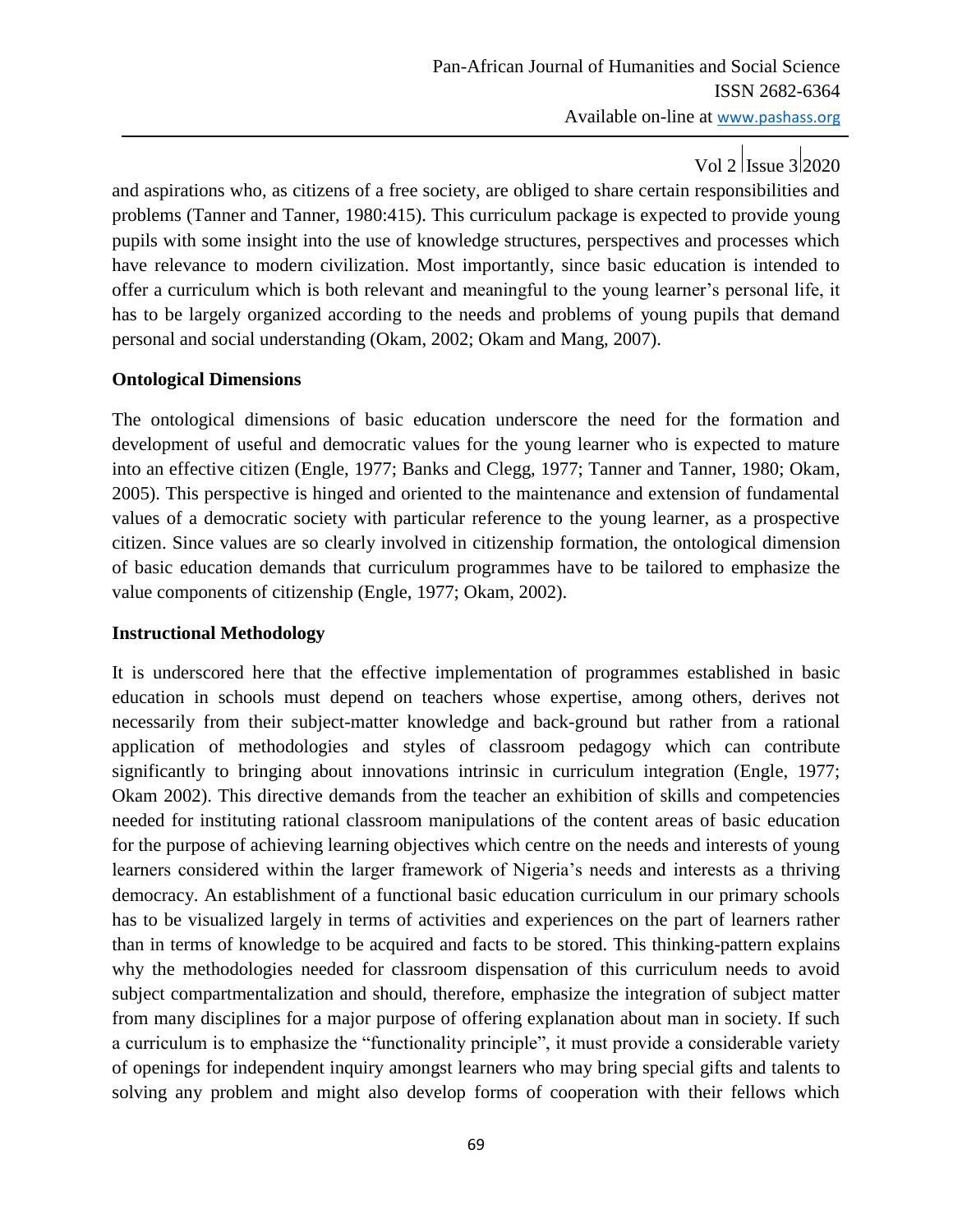and aspirations who, as citizens of a free society, are obliged to share certain responsibilities and problems (Tanner and Tanner, 1980:415). This curriculum package is expected to provide young pupils with some insight into the use of knowledge structures, perspectives and processes which have relevance to modern civilization. Most importantly, since basic education is intended to offer a curriculum which is both relevant and meaningful to the young learner's personal life, it has to be largely organized according to the needs and problems of young pupils that demand personal and social understanding (Okam, 2002; Okam and Mang, 2007).

**Ontological Dimensions**

The ontological dimensions of basic education underscore the need for the formation and development of useful and democratic values for the young learner who is expected to mature into an effective citizen (Engle, 1977; Banks and Clegg, 1977; Tanner and Tanner, 1980; Okam, 2005). This perspective is hinged and oriented to the maintenance and extension of fundamental values of a democratic society with particular reference to the young learner, as a prospective citizen. Since values are so clearly involved in citizenship formation, the ontological dimension of basic education demands that curriculum programmes have to be tailored to emphasize the value components of citizenship (Engle, 1977; Okam, 2002).

**Instructional Methodology**

It is underscored here that the effective implementation of programmes established in basic education in schools must depend on teachers whose expertise, among others, derives not necessarily from their subject-matter knowledge and back-ground but rather from a rational application of methodologies and styles of classroom pedagogy which can contribute significantly to bringing about innovations intrinsic in curriculum integration (Engle, 1977; Okam 2002). This directive demands from the teacher an exhibition of skills and competencies needed for instituting rational classroom manipulations of the content areas of basic education for the purpose of achieving learning objectives which centre on the needs and interests of young learners considered within the larger framework of Nigeria's needs and interests as a thriving democracy. An establishment of a functional basic education curriculum in our primary schools has to be visualized largely in terms of activities and experiences on the part of learners rather than in terms of knowledge to be acquired and facts to be stored. This thinking-pattern explains why the methodologies needed for classroom dispensation of this curriculum needs to avoid subject compartmentalization and should, therefore, emphasize the integration of subject matter from many disciplines for a major purpose of offering explanation about man in society. If such a curriculum is to emphasize the "functionality principle", it must provide a considerable variety of openings for independent inquiry amongst learners who may bring special gifts and talents to solving any problem and might also develop forms of cooperation with their fellows which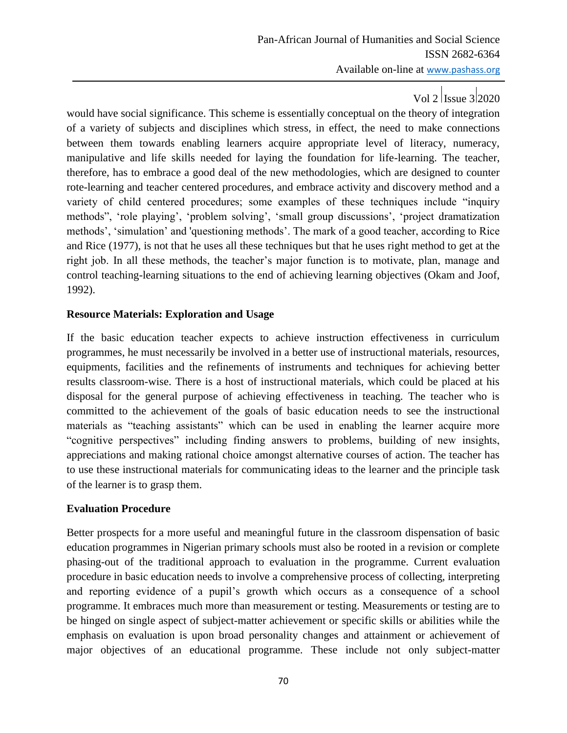would have social significance. This scheme is essentially conceptual on the theory of integration of a variety of subjects and disciplines which stress, in effect, the need to make connections between them towards enabling learners acquire appropriate level of literacy, numeracy, manipulative and life skills needed for laying the foundation for life-learning. The teacher, therefore, has to embrace a good deal of the new methodologies, which are designed to counter rote-learning and teacher centered procedures, and embrace activity and discovery method and a variety of child centered procedures; some examples of these techniques include "inquiry methods", 'role playing', 'problem solving', 'small group discussions', 'project dramatization methods', 'simulation' and 'questioning methods'. The mark of a good teacher, according to Rice and Rice (1977), is not that he uses all these techniques but that he uses right method to get at the right job. In all these methods, the teacher's major function is to motivate, plan, manage and control teaching-learning situations to the end of achieving learning objectives (Okam and Joof, 1992).

**Resource Materials: Exploration and Usage**

If the basic education teacher expects to achieve instruction effectiveness in curriculum programmes, he must necessarily be involved in a better use of instructional materials, resources, equipments, facilities and the refinements of instruments and techniques for achieving better results classroom-wise. There is a host of instructional materials, which could be placed at his disposal for the general purpose of achieving effectiveness in teaching. The teacher who is committed to the achievement of the goals of basic education needs to see the instructional materials as "teaching assistants" which can be used in enabling the learner acquire more "cognitive perspectives" including finding answers to problems, building of new insights, appreciations and making rational choice amongst alternative courses of action. The teacher has to use these instructional materials for communicating ideas to the learner and the principle task of the learner is to grasp them.

**Evaluation Procedure**

Better prospects for a more useful and meaningful future in the classroom dispensation of basic education programmes in Nigerian primary schools must also be rooted in a revision or complete phasing-out of the traditional approach to evaluation in the programme. Current evaluation procedure in basic education needs to involve a comprehensive process of collecting, interpreting and reporting evidence of a pupil's growth which occurs as a consequence of a school programme. It embraces much more than measurement or testing. Measurements or testing are to be hinged on single aspect of subject-matter achievement or specific skills or abilities while the emphasis on evaluation is upon broad personality changes and attainment or achievement of major objectives of an educational programme. These include not only subject-matter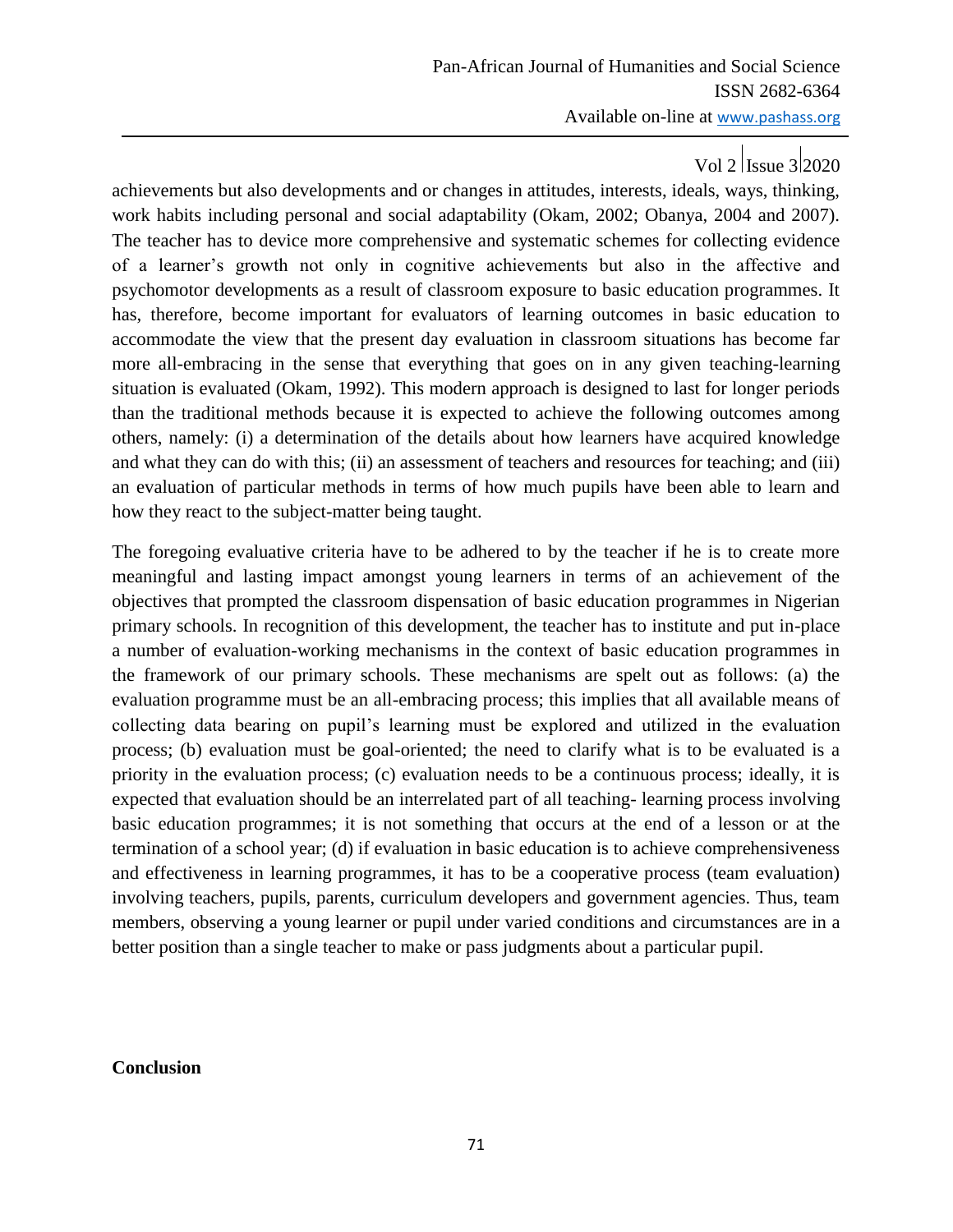achievements but also developments and or changes in attitudes, interests, ideals, ways, thinking, work habits including personal and social adaptability (Okam, 2002; Obanya, 2004 and 2007). The teacher has to device more comprehensive and systematic schemes for collecting evidence of a learner's growth not only in cognitive achievements but also in the affective and psychomotor developments as a result of classroom exposure to basic education programmes. It has, therefore, become important for evaluators of learning outcomes in basic education to accommodate the view that the present day evaluation in classroom situations has become far more all-embracing in the sense that everything that goes on in any given teaching-learning situation is evaluated (Okam, 1992). This modern approach is designed to last for longer periods than the traditional methods because it is expected to achieve the following outcomes among others, namely: (i) a determination of the details about how learners have acquired knowledge and what they can do with this; (ii) an assessment of teachers and resources for teaching; and (iii) an evaluation of particular methods in terms of how much pupils have been able to learn and how they react to the subject-matter being taught.

The foregoing evaluative criteria have to be adhered to by the teacher if he is to create more meaningful and lasting impact amongst young learners in terms of an achievement of the objectives that prompted the classroom dispensation of basic education programmes in Nigerian primary schools. In recognition of this development, the teacher has to institute and put in-place a number of evaluation-working mechanisms in the context of basic education programmes in the framework of our primary schools. These mechanisms are spelt out as follows: (a) the evaluation programme must be an all-embracing process; this implies that all available means of collecting data bearing on pupil's learning must be explored and utilized in the evaluation process; (b) evaluation must be goal-oriented; the need to clarify what is to be evaluated is a priority in the evaluation process; (c) evaluation needs to be a continuous process; ideally, it is expected that evaluation should be an interrelated part of all teaching- learning process involving basic education programmes; it is not something that occurs at the end of a lesson or at the termination of a school year; (d) if evaluation in basic education is to achieve comprehensiveness and effectiveness in learning programmes, it has to be a cooperative process (team evaluation) involving teachers, pupils, parents, curriculum developers and government agencies. Thus, team members, observing a young learner or pupil under varied conditions and circumstances are in a better position than a single teacher to make or pass judgments about a particular pupil.

## Conclusion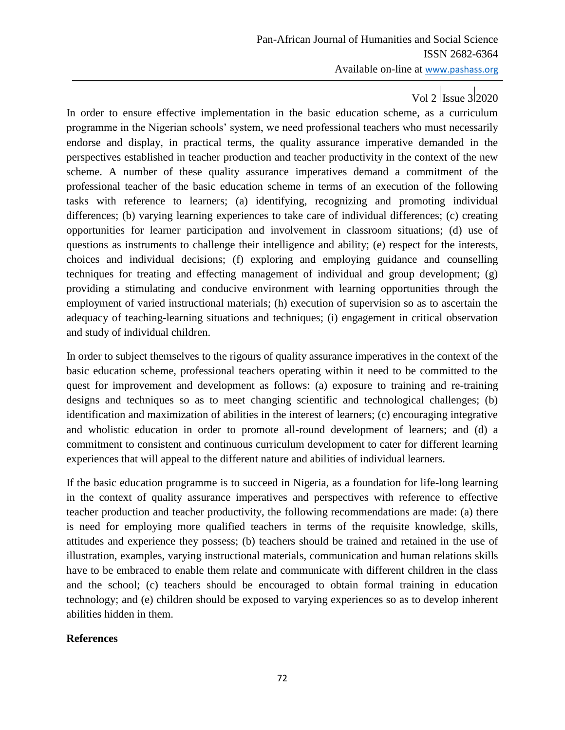In order to ensure effective implementation in the basic education scheme, as a curriculum programme in the Nigerian schools' system, we need professional teachers who must necessarily endorse and display, in practical terms, the quality assurance imperative demanded in the perspectives established in teacher production and teacher productivity in the context of the new scheme. A number of these quality assurance imperatives demand a commitment of the professional teacher of the basic education scheme in terms of an execution of the following tasks with reference to learners; (a) identifying, recognizing and promoting individual differences; (b) varying learning experiences to take care of individual differences; (c) creating opportunities for learner participation and involvement in classroom situations; (d) use of questions as instruments to challenge their intelligence and ability; (e) respect for the interests, choices and individual decisions; (f) exploring and employing guidance and counselling techniques for treating and effecting management of individual and group development; (g) providing a stimulating and conducive environment with learning opportunities through the employment of varied instructional materials; (h) execution of supervision so as to ascertain the adequacy of teaching-learning situations and techniques; (i) engagement in critical observation and study of individual children.

In order to subject themselves to the rigours of quality assurance imperatives in the context of the basic education scheme, professional teachers operating within it need to be committed to the quest for improvement and development as follows: (a) exposure to training and re-training designs and techniques so as to meet changing scientific and technological challenges; (b) identification and maximization of abilities in the interest of learners; (c) encouraging integrative and wholistic education in order to promote all-round development of learners; and (d) a commitment to consistent and continuous curriculum development to cater for different learning experiences that will appeal to the different nature and abilities of individual learners.

If the basic education programme is to succeed in Nigeria, as a foundation for life-long learning in the context of quality assurance imperatives and perspectives with reference to effective teacher production and teacher productivity, the following recommendations are made: (a) there is need for employing more qualified teachers in terms of the requisite knowledge, skills, attitudes and experience they possess; (b) teachers should be trained and retained in the use of illustration, examples, varying instructional materials, communication and human relations skills have to be embraced to enable them relate and communicate with different children in the class and the school; (c) teachers should be encouraged to obtain formal training in education technology; and (e) children should be exposed to varying experiences so as to develop inherent abilities hidden in them.

**References**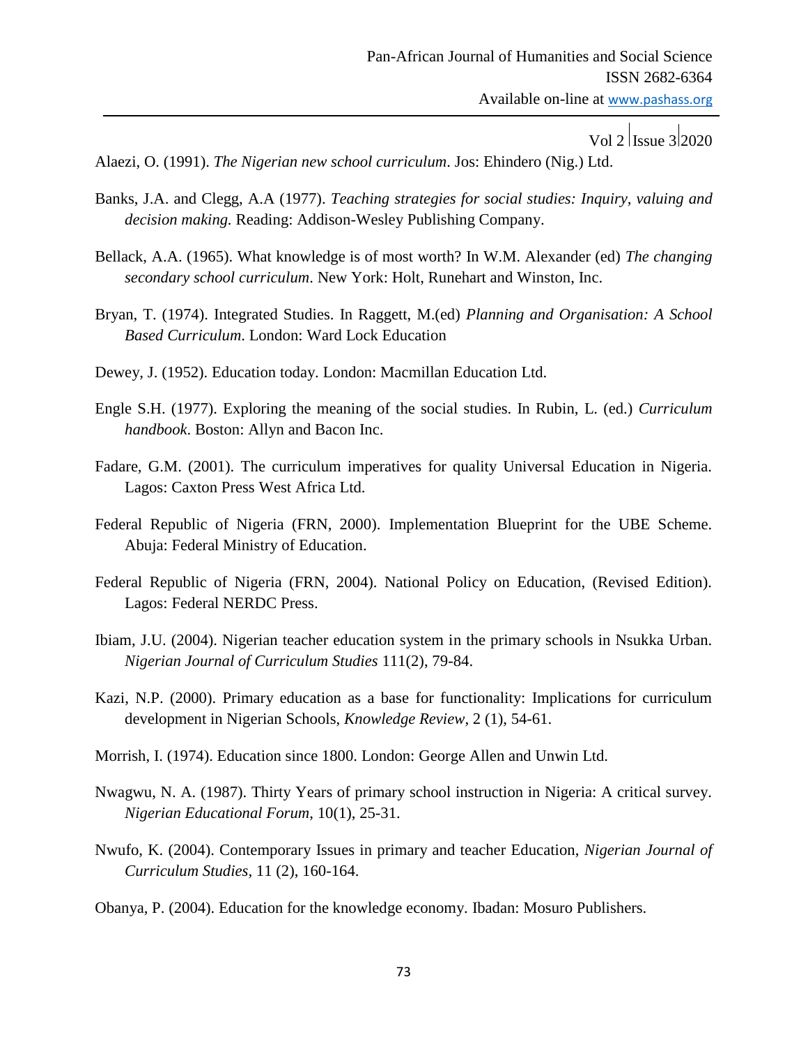Alaezi, O. (1991). *The Nigerian new school curriculum*. Jos: Ehindero (Nig.) Ltd.

Banks, J.A. and Clegg, A.A (1977). *Teaching strategies for social studies: Inquiry, valuing and decision making.* Reading: Addison-Wesley Publishing Company.

Bellack, A.A. (1965). What knowledge is of most worth? In W.M. Alexander (ed) *The changing secondary school curriculum*. New York: Holt, Runehart and Winston, Inc.

Bryan, T. (1974). Integrated Studies. In Raggett, M.(ed) *Planning and Organisation: A School Based Curriculum*. London: Ward Lock Education

Dewey, J. (1952). Education today. London: Macmillan Education Ltd.

Engle S.H. (1977). Exploring the meaning of the social studies. In Rubin, L. (ed.) *Curriculum handbook.* Boston: Allyn and Bacon Inc.

Fadare, G.M. (2001). The curriculum imperatives for quality Universal Education in Nigeria. Lagos: Caxton Press West Africa Ltd.

Federal Republic of Nigeria (FRN, 2000). Implementation Blueprint for the UBE Scheme. Abuja: Federal Ministry of Education.

Federal Republic of Nigeria (FRN, 2004). National Policy on Education, (Revised Edition). Lagos: Federal NERDC Press.

Ibiam, J.U. (2004). Nigerian teacher education system in the primary schools in Nsukka Urban. *Nigerian Journal of Curriculum Studies* 111(2), 79-84.

Kazi, N.P. (2000). Primary education as a base for functionality: Implications for curriculum development in Nigerian Schools, *Knowledge Review*, 2 (1), 54-61.

Morrish, I. (1974). Education since 1800. London: George Allen and Unwin Ltd.

Nwagwu, N. A. (1987). Thirty Years of primary school instruction in Nigeria: A critical survey. *Nigerian Educational Forum*, 10(1), 25-31.

Nwufo, K. (2004). Contemporary Issues in primary and teacher Education, *Nigerian Journal of Curriculum Studies,* 11 (2), 160-164.

Obanya, P. (2004). Education for the knowledge economy. Ibadan: Mosuro Publishers.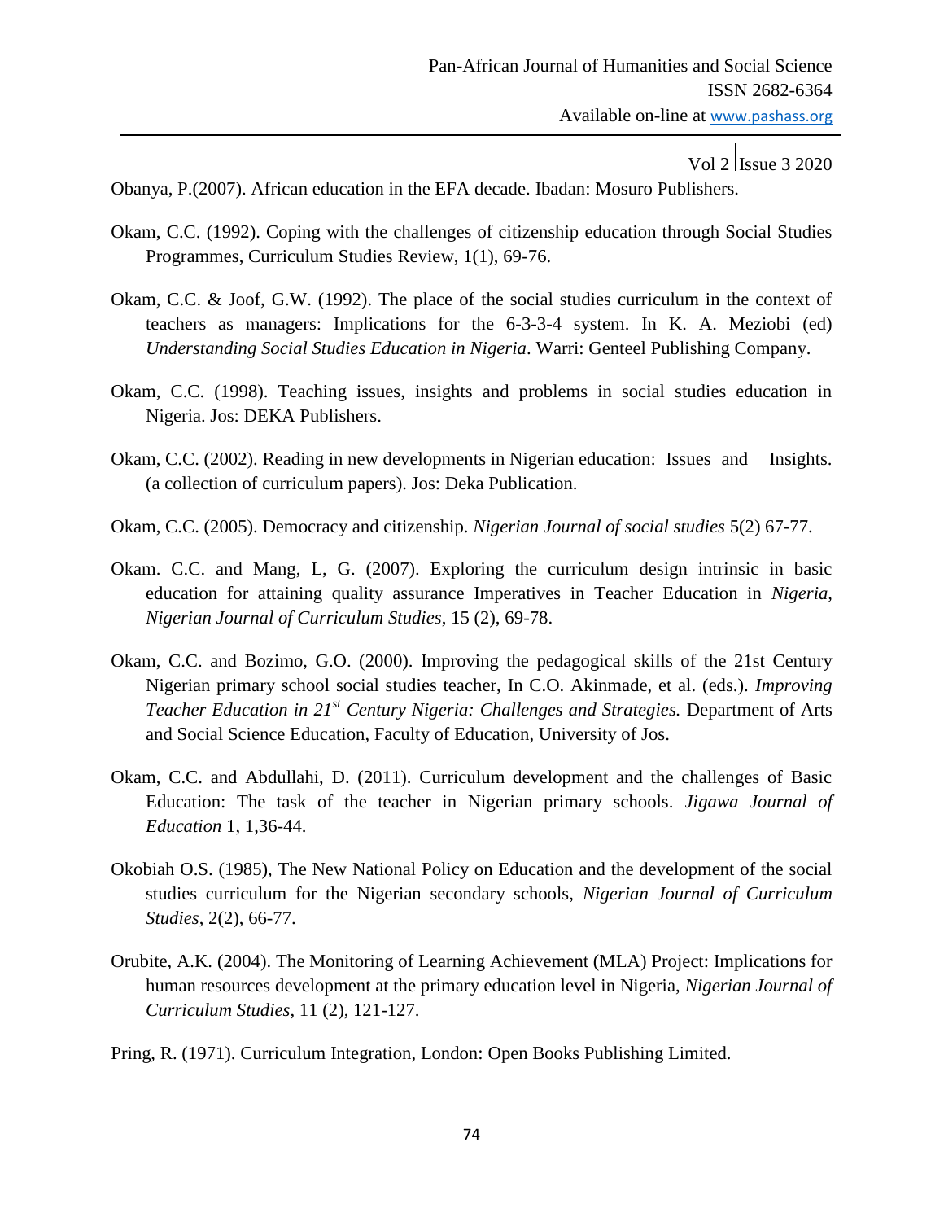Obanya, P.(2007). African education in the EFA decade. Ibadan: Mosuro Publishers.

Okam, C.C. (1992). Coping with the challenges of citizenship education through Social Studies Programmes, Curriculum Studies Review, 1(1), 69-76.

Okam, C.C. & Joof, G.W. (1992). The place of the social studies curriculum in the context of teachers as managers: Implications for the 6-3-3-4 system. In K. A. Meziobi (ed) *Understanding Social Studies Education in Nigeria*. Warri: Genteel Publishing Company.

Okam, C.C. (1998). Teaching issues, insights and problems in social studies education in Nigeria. Jos: DEKA Publishers.

Okam, C.C. (2002). Reading in new developments in Nigerian education: Issues and Insights. (a collection of curriculum papers). Jos: Deka Publication.

Okam, C.C. (2005). Democracy and citizenship. *Nigerian Journal of social studies* 5(2) 67-77.

Okam. C.C. and Mang, L, G. (2007). Exploring the curriculum design intrinsic in basic education for attaining quality assurance Imperatives in Teacher Education in *Nigeria, Nigerian Journal of Curriculum Studies*, 15 (2), 69-78.

Okam, C.C. and Bozimo, G.O. (2000). Improving the pedagogical skills of the 21st Century Nigerian primary school social studies teacher, In C.O. Akinmade, et al. (eds.). *Improving Teacher Education in 21st Century Nigeria: Challenges and Strategies.* Department of Arts and Social Science Education, Faculty of Education, University of Jos.

Okam, C.C. and Abdullahi, D. (2011). Curriculum development and the challenges of Basic Education: The task of the teacher in Nigerian primary schools. *Jigawa Journal of Education* 1, 1,36-44.

Okobiah O.S. (1985), The New National Policy on Education and the development of the social studies curriculum for the Nigerian secondary schools, *Nigerian Journal of Curriculum Studies*, 2(2), 66-77.

Orubite, A.K. (2004). The Monitoring of Learning Achievement (MLA) Project: Implications for human resources development at the primary education level in Nigeria, *Nigerian Journal of Curriculum Studies*, 11 (2), 121-127.

Pring, R. (1971). Curriculum Integration, London: Open Books Publishing Limited.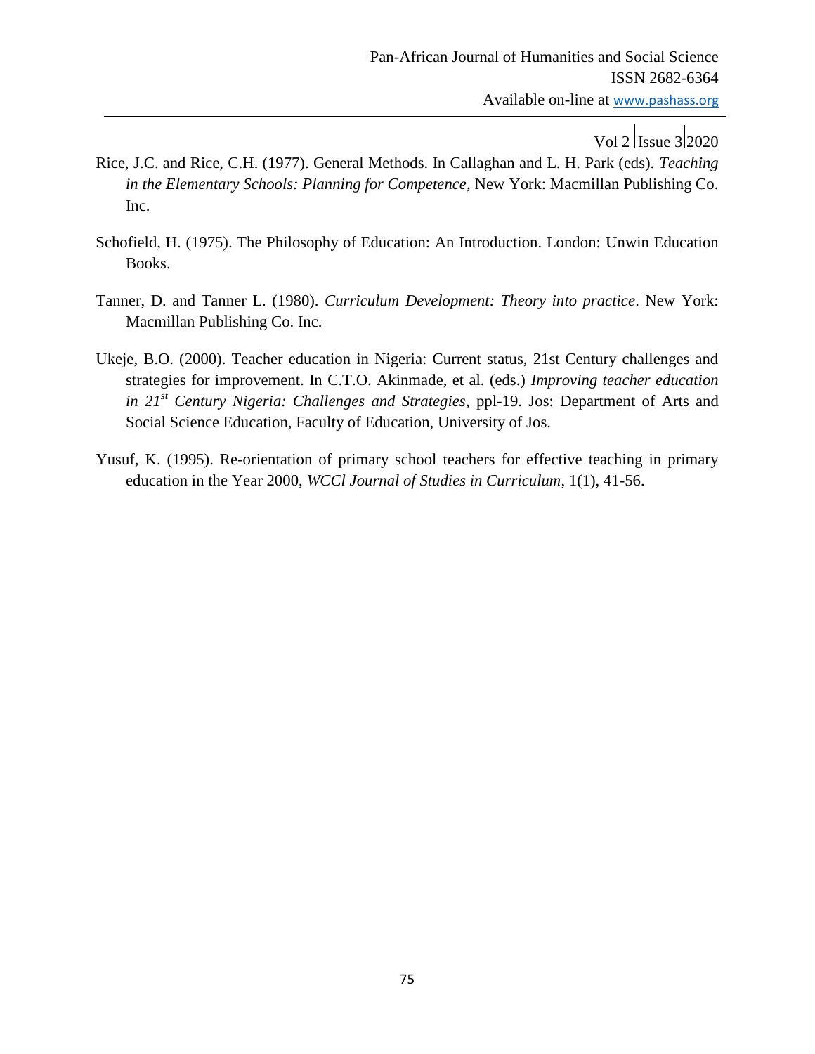Rice, J.C. and Rice, C.H. (1977). General Methods. In Callaghan and L. H. Park (eds). *Teaching in the Elementary Schools: Planning for Competence*, New York: Macmillan Publishing Co. Inc.

Schofield, H. (1975). The Philosophy of Education: An Introduction. London: Unwin Education Books.

Tanner, D. and Tanner L. (1980). *Curriculum Development: Theory into practice*. New York: Macmillan Publishing Co. Inc.

Ukeje, B.O. (2000). Teacher education in Nigeria: Current status, 21st Century challenges and strategies for improvement. In C.T.O. Akinmade, et al. (eds.) *Improving teacher education in 21st Century Nigeria: Challenges and Strategies*, ppl-19. Jos: Department of Arts and Social Science Education, Faculty of Education, University of Jos.

Yusuf, K. (1995). Re-orientation of primary school teachers for effective teaching in primary education in the Year 2000, *WCCl Journal of Studies in Curriculum*, 1(1), 41-56.